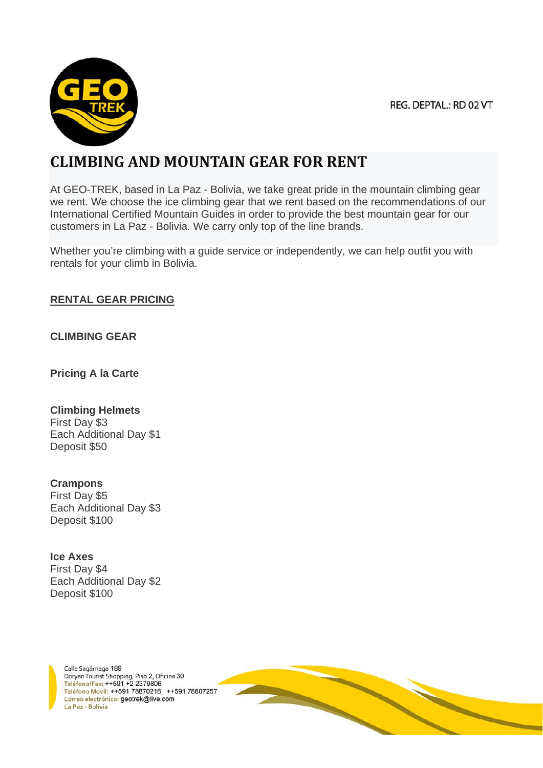REG. DEPTAL.: RD 02 VT

# CLIMBING AND MOUNTAIN GEAR FOR RENT

At GEO-TREK, based in La Paz - Bolivia, we take great pride in the mountain climbing gear we rent. We choose the ice climbing gear that we rent based on the recommendations of our International Certified Mountain Guides in order to provide the best mountain gear for our customers in La Paz - Bolivia. We carry only top of the line brands.

Whether you're climbing with a guide service or independently, we can help outfit you with rentals for your climb in Bolivia.

## RENTAL GEAR PRICING

### CLIMBING GEAR

#### Pricing A la Carte

**Climbing Helmets**
First Day $3
Each Additional Day $1
Deposit $50

**Crampons**
First Day $5
Each Additional Day $3
Deposit $100

**Ice Axes**
First Day $4
Each Additional Day $2
Deposit $100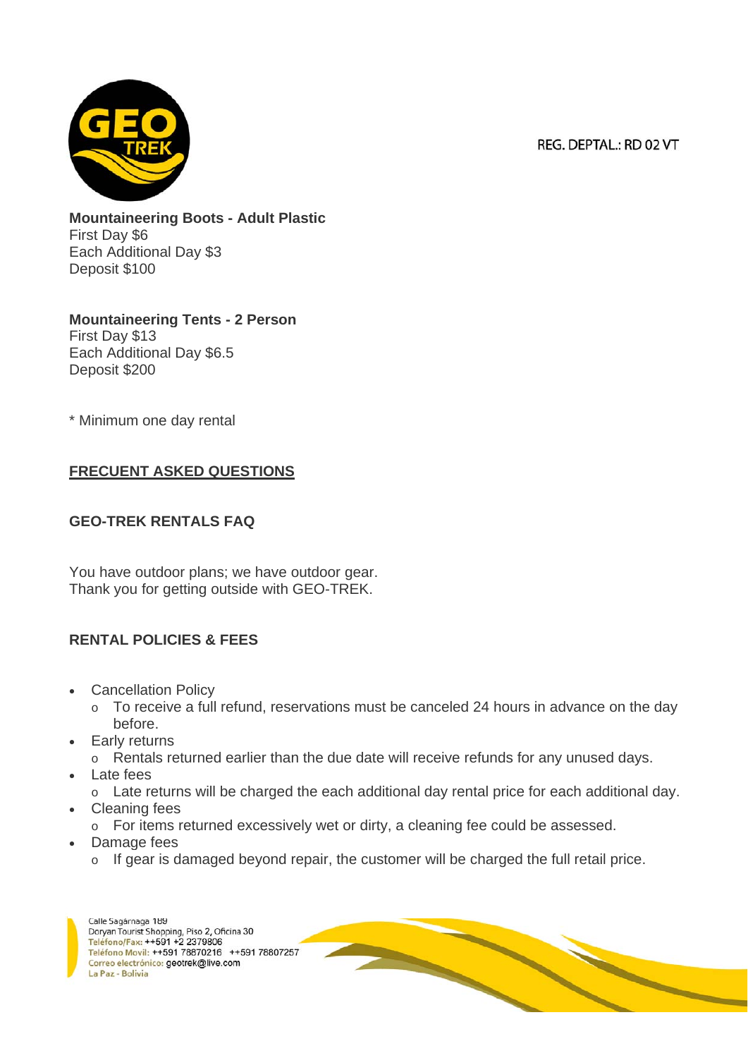REG. DEPTAL.: RD 02 VT

**Mountaineering Boots - Adult Plastic**
First Day $6
Each Additional Day $3
Deposit $100

**Mountaineering Tents - 2 Person**
First Day $13
Each Additional Day $6.5
Deposit $200

* Minimum one day rental

## FRECUENT ASKED QUESTIONS

### GEO-TREK RENTALS FAQ

You have outdoor plans; we have outdoor gear.
Thank you for getting outside with GEO-TREK.

### RENTAL POLICIES & FEES

- Cancellation Policy
  - To receive a full refund, reservations must be canceled 24 hours in advance on the day before.
- Early returns
  - Rentals returned earlier than the due date will receive refunds for any unused days.
- Late fees
  - Late returns will be charged the each additional day rental price for each additional day.
- Cleaning fees
  - For items returned excessively wet or dirty, a cleaning fee could be assessed.
- Damage fees
  - If gear is damaged beyond repair, the customer will be charged the full retail price.

Calle Sagárnaga 189
Doryan Tourist Shopping, Piso 2, Oficina 30
Teléfono/Fax: ++591 +2 2379806
Teléfono Movil: ++591 78870216 ++591 78807257
Correo electrónico: geotrek@live.com
La Paz - Bolivia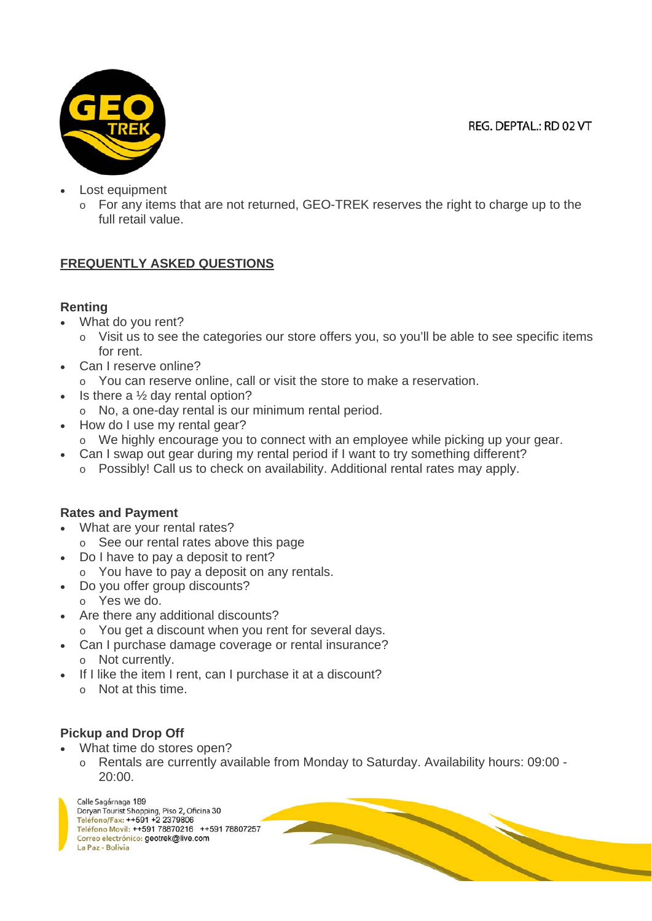- Lost equipment
  - For any items that are not returned, GEO-TREK reserves the right to charge up to the full retail value.

## FREQUENTLY ASKED QUESTIONS

### Renting

- What do you rent?
  - Visit us to see the categories our store offers you, so you'll be able to see specific items for rent.
- Can I reserve online?
  - You can reserve online, call or visit the store to make a reservation.
- Is there a ½ day rental option?
  - No, a one-day rental is our minimum rental period.
- How do I use my rental gear?
  - We highly encourage you to connect with an employee while picking up your gear.
- Can I swap out gear during my rental period if I want to try something different?
  - Possibly! Call us to check on availability. Additional rental rates may apply.

### Rates and Payment

- What are your rental rates?
  - See our rental rates above this page
- Do I have to pay a deposit to rent?
  - You have to pay a deposit on any rentals.
- Do you offer group discounts?
  - Yes we do.
- Are there any additional discounts?
  - You get a discount when you rent for several days.
- Can I purchase damage coverage or rental insurance?
  - Not currently.
- If I like the item I rent, can I purchase it at a discount?
  - Not at this time.

### Pickup and Drop Off

- What time do stores open?
  - Rentals are currently available from Monday to Saturday. Availability hours: 09:00 - 20:00.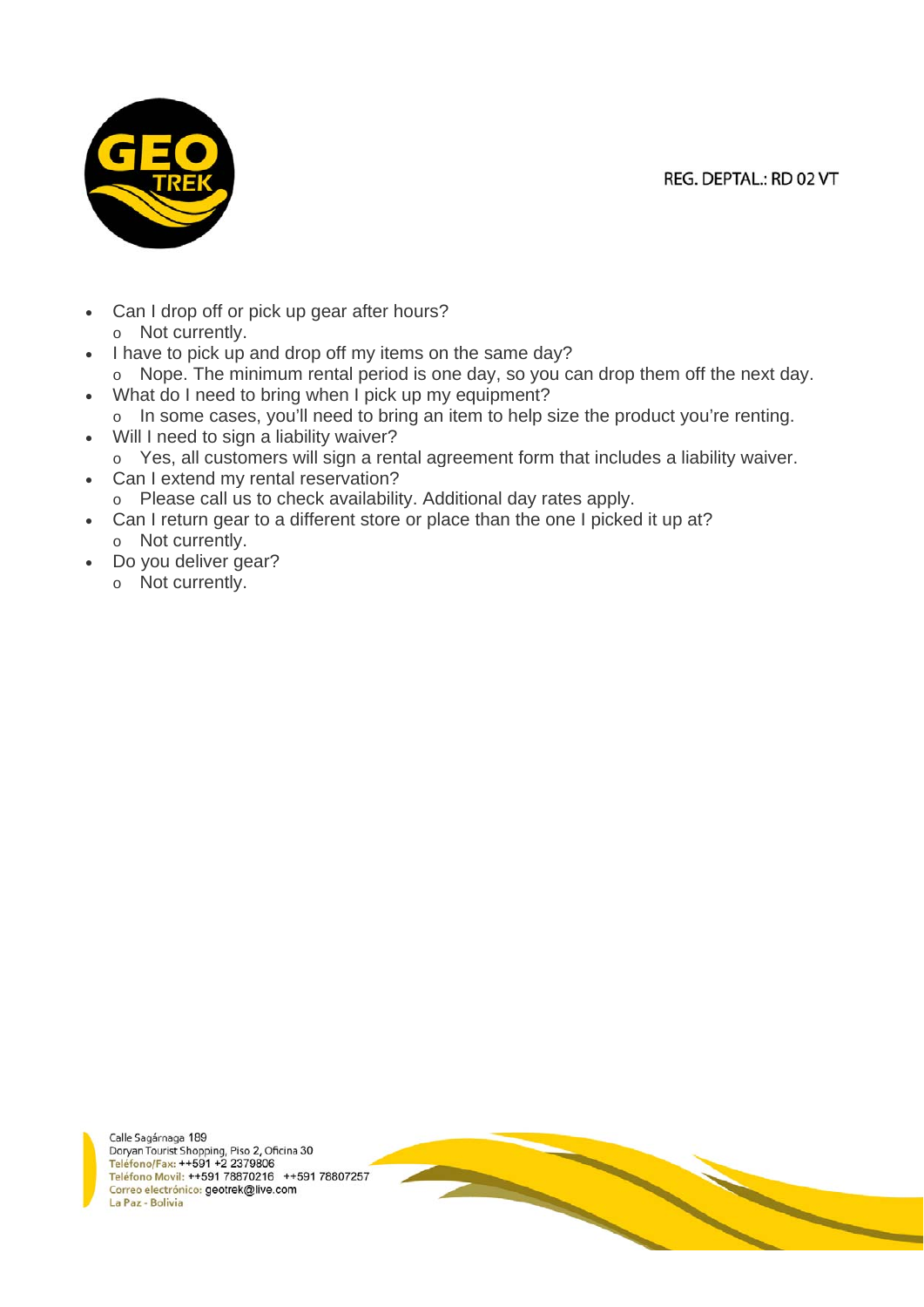- Can I drop off or pick up gear after hours?
  - Not currently.
- I have to pick up and drop off my items on the same day?
  - Nope. The minimum rental period is one day, so you can drop them off the next day.
- What do I need to bring when I pick up my equipment?
  - In some cases, you'll need to bring an item to help size the product you're renting.
- Will I need to sign a liability waiver?
  - Yes, all customers will sign a rental agreement form that includes a liability waiver.
- Can I extend my rental reservation?
  - Please call us to check availability. Additional day rates apply.
- Can I return gear to a different store or place than the one I picked it up at?
  - Not currently.
- Do you deliver gear?
  - Not currently.